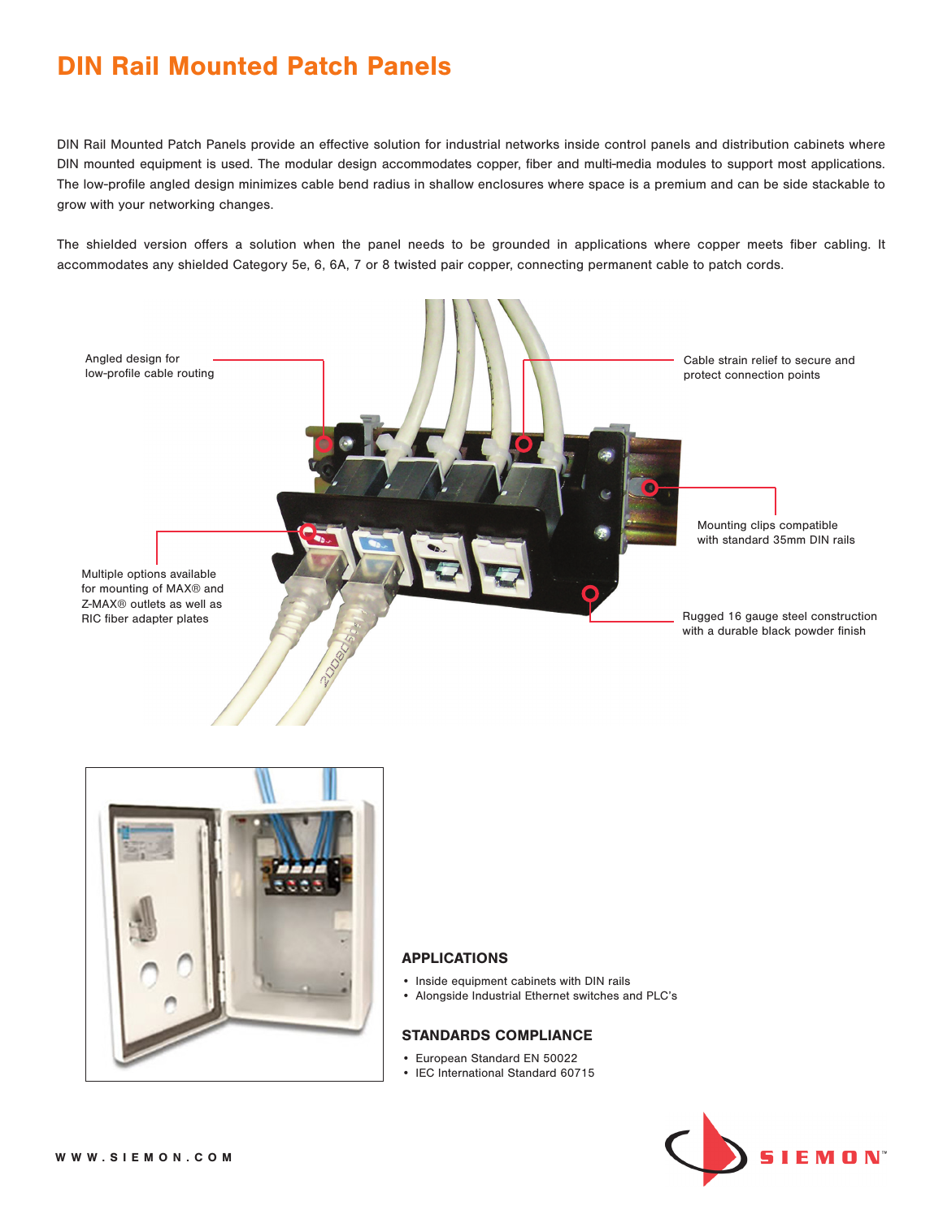# DIN Rail Mounted Patch Panels

DIN Rail Mounted Patch Panels provide an effective solution for industrial networks inside control panels and distribution cabinets where DIN mounted equipment is used. The modular design accommodates copper, fiber and multi-media modules to support most applications. The low-profile angled design minimizes cable bend radius in shallow enclosures where space is a premium and can be side stackable to grow with your networking changes.

The shielded version offers a solution when the panel needs to be grounded in applications where copper meets fiber cabling. It accommodates any shielded Category 5e, 6, 6A, 7 or 8 twisted pair copper, connecting permanent cable to patch cords.

Angled design for low-profile cable routing

Cable strain relief to secure and protect connection points

Mounting clips compatible with standard 35mm DIN rails

Multiple options available for mounting of MAX® and Z-MAX® outlets as well as RIC fiber adapter plates

Rugged 16 gauge steel construction with a durable black powder finish

## APPLICATIONS

- Inside equipment cabinets with DIN rails
- Alongside Industrial Ethernet switches and PLC's

## STANDARDS COMPLIANCE

- European Standard EN 50022
- IEC International Standard 60715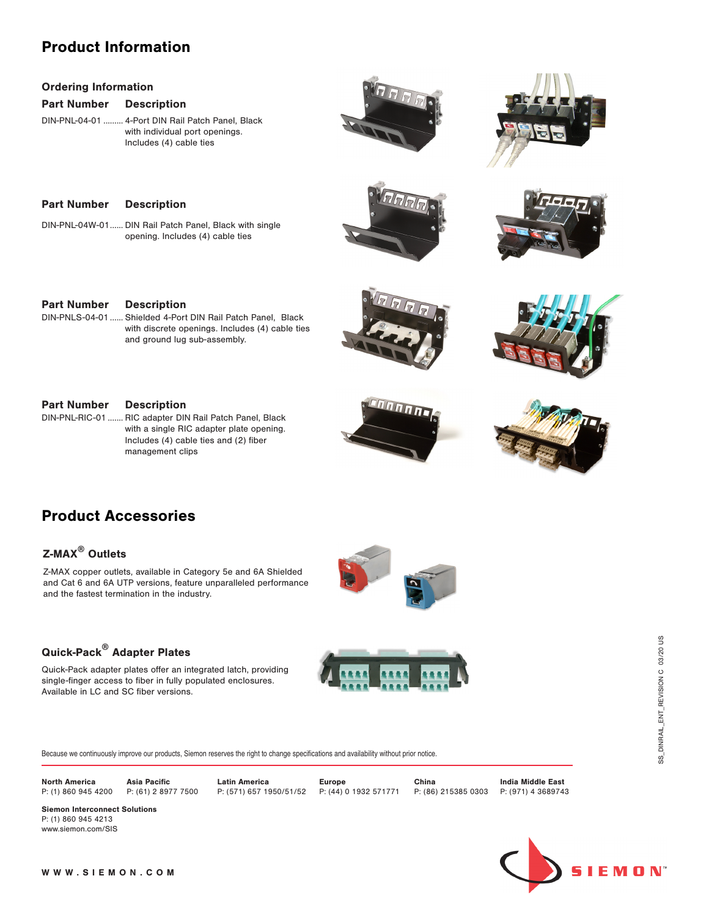# Product Information

## Ordering Information

| Part Number | Description |
|---|---|
| DIN-PNL-04-01 | 4-Port DIN Rail Patch Panel, Black with individual port openings. Includes (4) cable ties |

| Part Number | Description |
|---|---|
| DIN-PNL-04W-01 | DIN Rail Patch Panel, Black with single opening. Includes (4) cable ties |

| Part Number | Description |
|---|---|
| DIN-PNLS-04-01 | Shielded 4-Port DIN Rail Patch Panel, Black with discrete openings. Includes (4) cable ties and ground lug sub-assembly. |

| Part Number | Description |
|---|---|
| DIN-PNL-RIC-01 | RIC adapter DIN Rail Patch Panel, Black with a single RIC adapter plate opening. Includes (4) cable ties and (2) fiber management clips |

# Product Accessories

### Z-MAX® Outlets

Z-MAX copper outlets, available in Category 5e and 6A Shielded and Cat 6 and 6A UTP versions, feature unparalleled performance and the fastest termination in the industry.

### Quick-Pack® Adapter Plates

Quick-Pack adapter plates offer an integrated latch, providing single-finger access to fiber in fully populated enclosures. Available in LC and SC fiber versions.

Because we continuously improve our products, Siemon reserves the right to change specifications and availability without prior notice.

**North America**
P: (1) 860 945 4200

**Asia Pacific**
P: (61) 2 8977 7500

**Latin America**
P: (571) 657 1950/51/52

**Europe**
P: (44) 0 1932 571771

**China**
P: (86) 215385 0303

**India Middle East**
P: (971) 4 3689743

**Siemon Interconnect Solutions**
P: (1) 860 945 4213
www.siemon.com/SIS

WWW.SIEMON.COM

SIEMON™

SS_DINRAIL_ENT_REVISION C 03/20 US